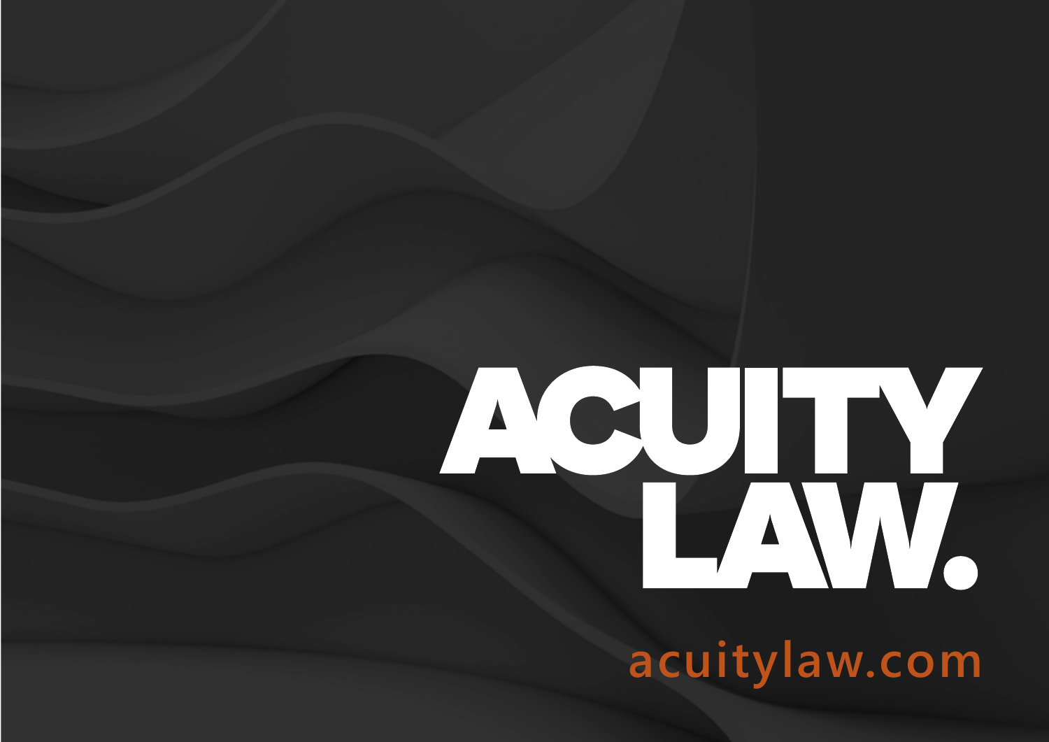# ACUITY LAW.

acuitylaw.com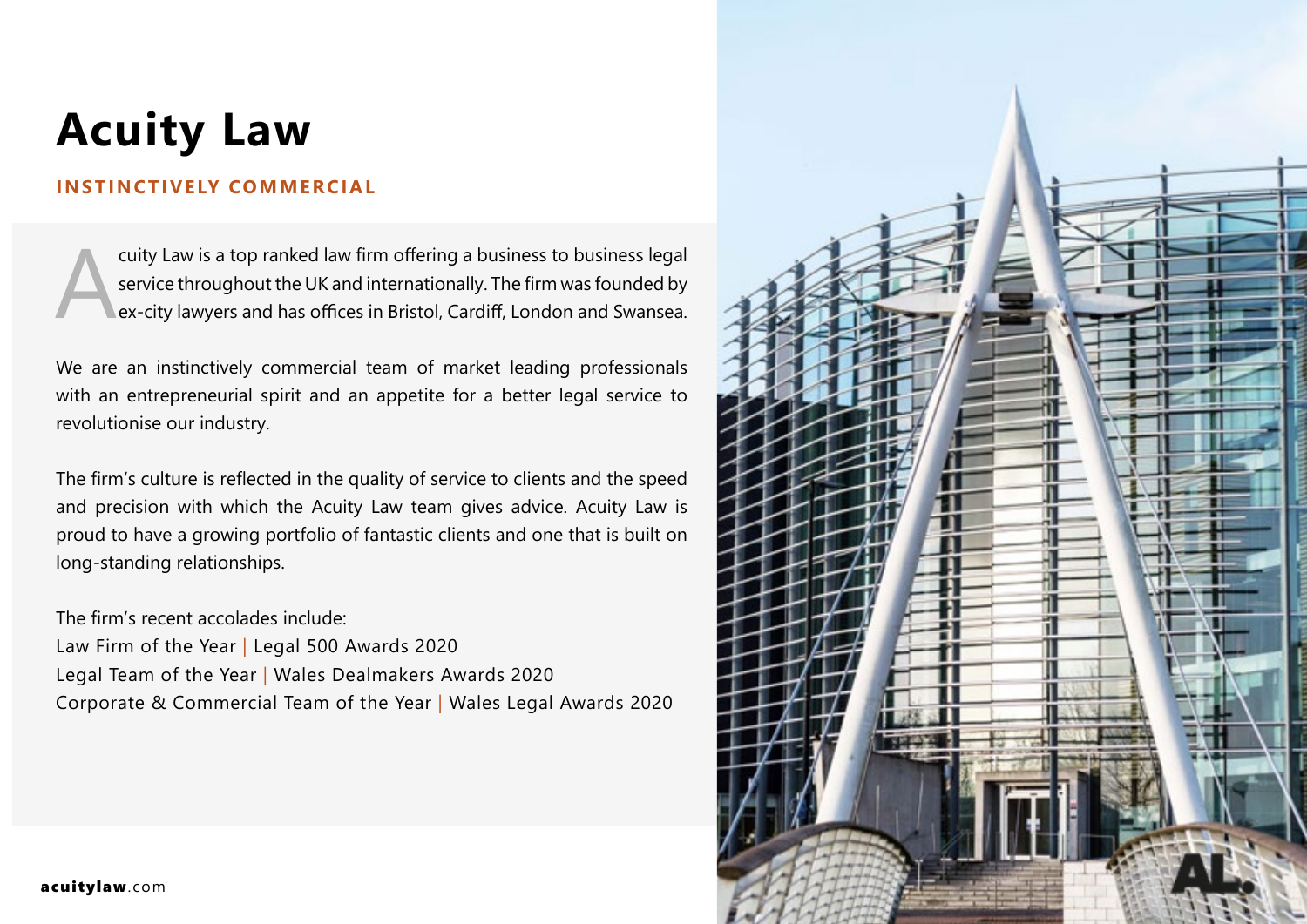# Acuity Law

**INSTINCTIVELY COMMERCIAL**

Acuity Law is a top ranked law firm offering a business to business legal service throughout the UK and internationally. The firm was founded by ex-city lawyers and has offices in Bristol, Cardiff, London and Swansea.

We are an instinctively commercial team of market leading professionals with an entrepreneurial spirit and an appetite for a better legal service to revolutionise our industry.

The firm's culture is reflected in the quality of service to clients and the speed and precision with which the Acuity Law team gives advice. Acuity Law is proud to have a growing portfolio of fantastic clients and one that is built on long-standing relationships.

The firm's recent accolades include:
Law Firm of the Year | Legal 500 Awards 2020
Legal Team of the Year | Wales Dealmakers Awards 2020
Corporate & Commercial Team of the Year | Wales Legal Awards 2020

**acuitylaw**.com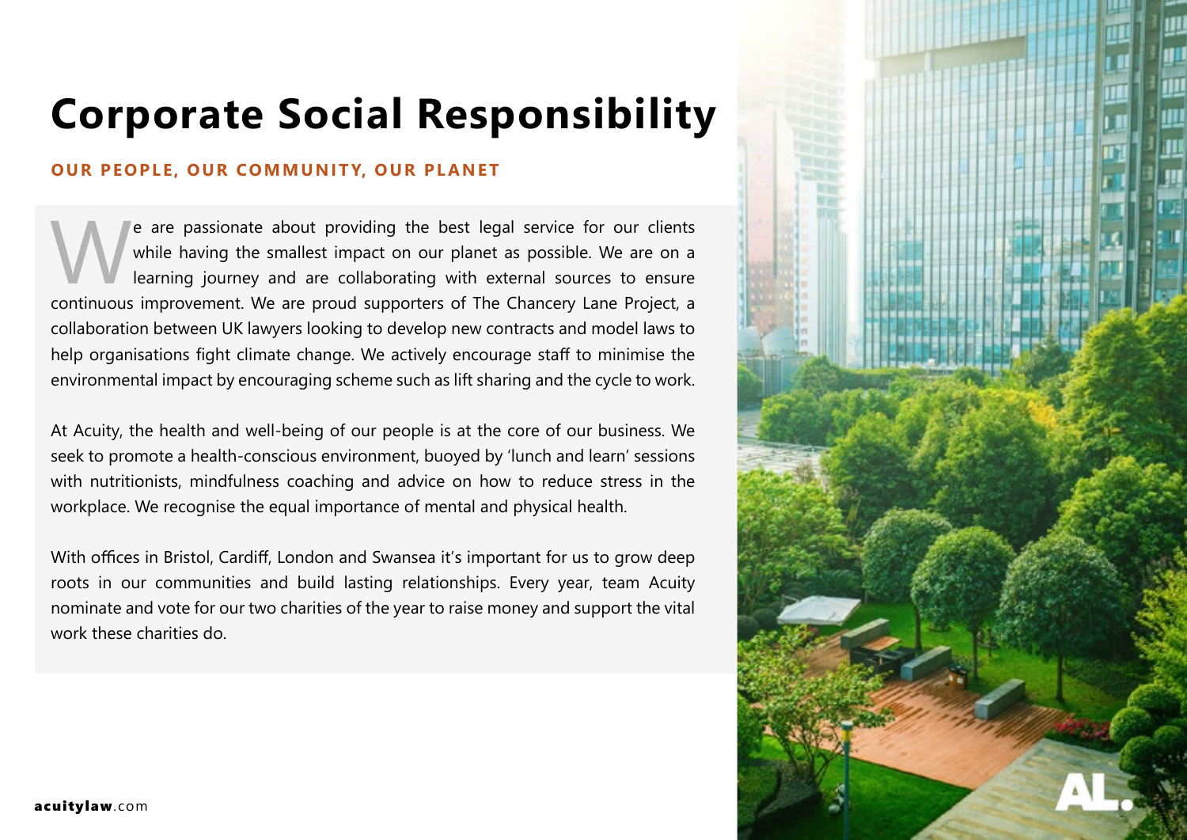# Corporate Social Responsibility

**OUR PEOPLE, OUR COMMUNITY, OUR PLANET**

We are passionate about providing the best legal service for our clients while having the smallest impact on our planet as possible. We are on a learning journey and are collaborating with external sources to ensure continuous improvement. We are proud supporters of The Chancery Lane Project, a collaboration between UK lawyers looking to develop new contracts and model laws to help organisations fight climate change. We actively encourage staff to minimise the environmental impact by encouraging scheme such as lift sharing and the cycle to work.

At Acuity, the health and well-being of our people is at the core of our business. We seek to promote a health-conscious environment, buoyed by 'lunch and learn' sessions with nutritionists, mindfulness coaching and advice on how to reduce stress in the workplace. We recognise the equal importance of mental and physical health.

With offices in Bristol, Cardiff, London and Swansea it's important for us to grow deep roots in our communities and build lasting relationships. Every year, team Acuity nominate and vote for our two charities of the year to raise money and support the vital work these charities do.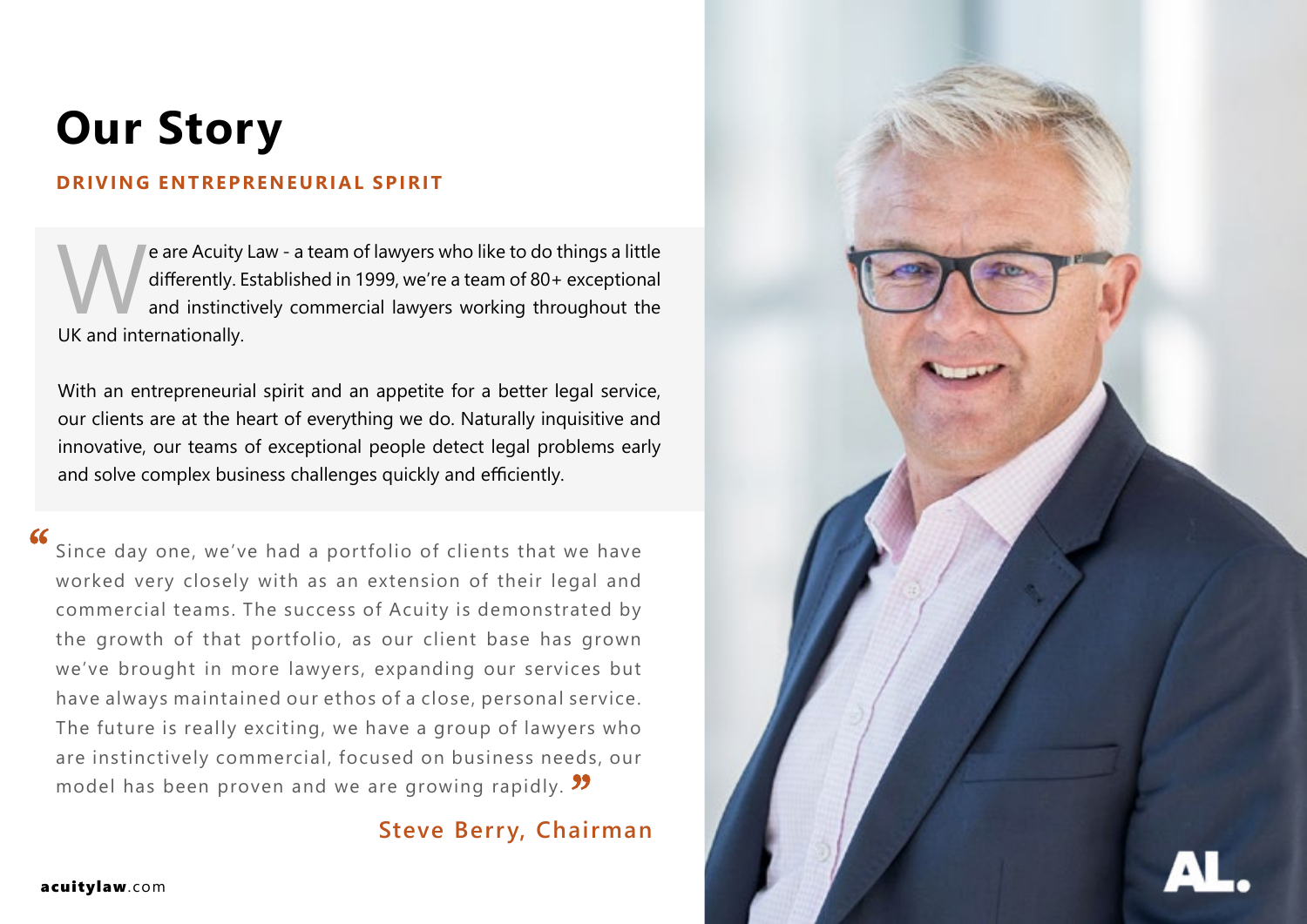# Our Story

## DRIVING ENTREPRENEURIAL SPIRIT

We are Acuity Law - a team of lawyers who like to do things a little differently. Established in 1999, we're a team of 80+ exceptional and instinctively commercial lawyers working throughout the UK and internationally.

With an entrepreneurial spirit and an appetite for a better legal service, our clients are at the heart of everything we do. Naturally inquisitive and innovative, our teams of exceptional people detect legal problems early and solve complex business challenges quickly and efficiently.

> "Since day one, we've had a portfolio of clients that we have worked very closely with as an extension of their legal and commercial teams. The success of Acuity is demonstrated by the growth of that portfolio, as our client base has grown we've brought in more lawyers, expanding our services but have always maintained our ethos of a close, personal service. The future is really exciting, we have a group of lawyers who are instinctively commercial, focused on business needs, our model has been proven and we are growing rapidly."

**Steve Berry, Chairman**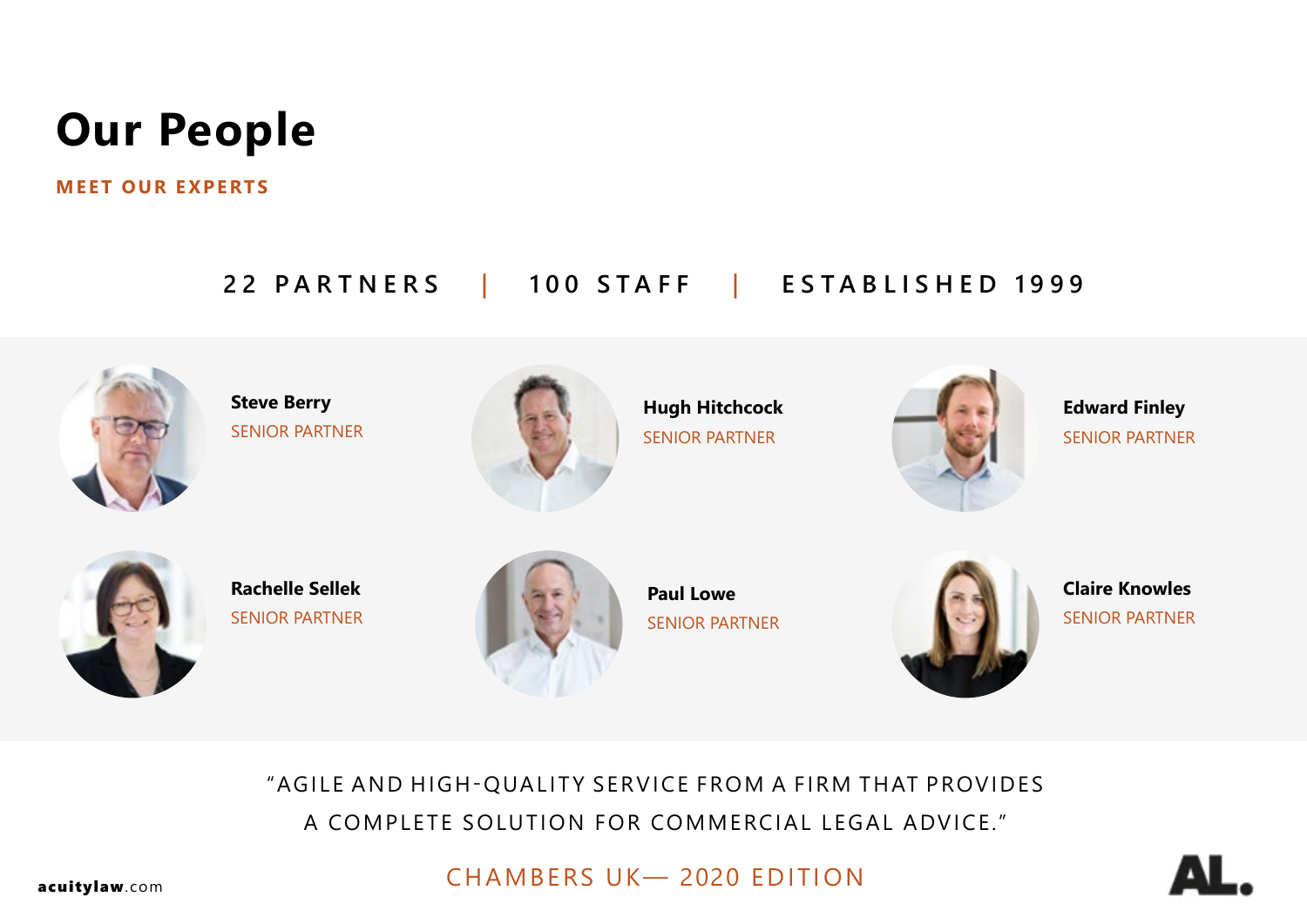# Our People

**MEET OUR EXPERTS**

22 PARTNERS | 100 STAFF | ESTABLISHED 1999

**Steve Berry**
SENIOR PARTNER

**Hugh Hitchcock**
SENIOR PARTNER

**Edward Finley**
SENIOR PARTNER

**Rachelle Sellek**
SENIOR PARTNER

**Paul Lowe**
SENIOR PARTNER

**Claire Knowles**
SENIOR PARTNER

"AGILE AND HIGH-QUALITY SERVICE FROM A FIRM THAT PROVIDES A COMPLETE SOLUTION FOR COMMERCIAL LEGAL ADVICE."

CHAMBERS UK— 2020 EDITION

**acuitylaw**.com

AL.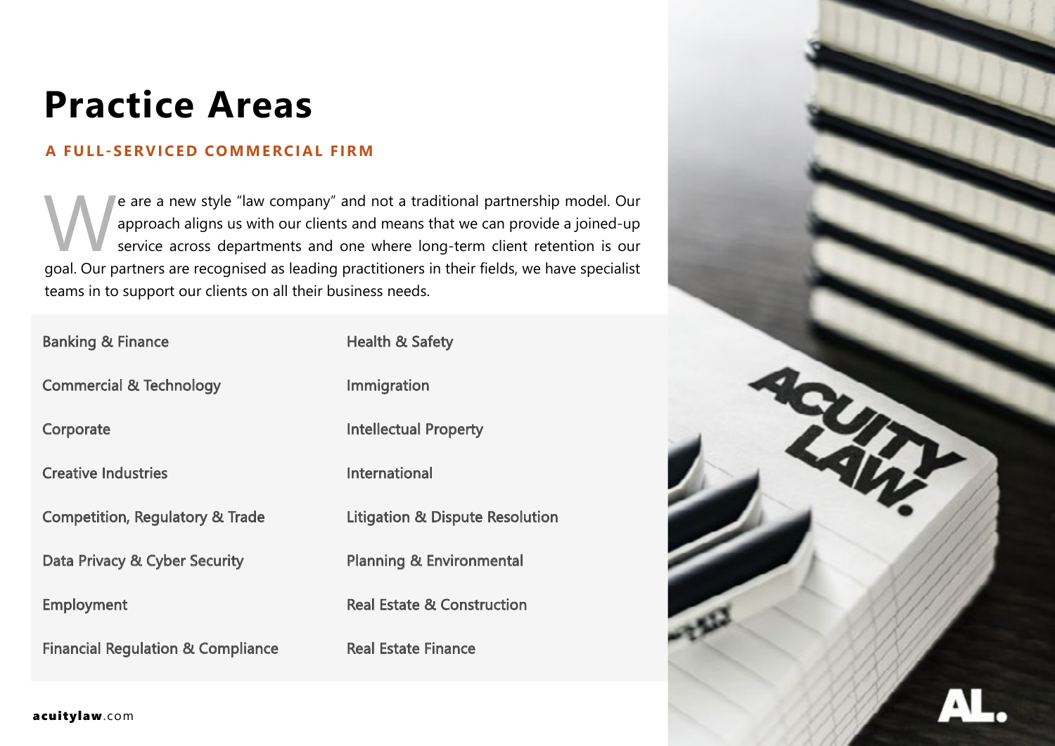# Practice Areas

**A FULL-SERVICED COMMERCIAL FIRM**

We are a new style "law company" and not a traditional partnership model. Our approach aligns us with our clients and means that we can provide a joined-up service across departments and one where long-term client retention is our goal. Our partners are recognised as leading practitioners in their fields, we have specialist teams in to support our clients on all their business needs.

- Banking & Finance
- Commercial & Technology
- Corporate
- Creative Industries
- Competition, Regulatory & Trade
- Data Privacy & Cyber Security
- Employment
- Financial Regulation & Compliance
- Health & Safety
- Immigration
- Intellectual Property
- International
- Litigation & Dispute Resolution
- Planning & Environmental
- Real Estate & Construction
- Real Estate Finance

**acuitylaw**.com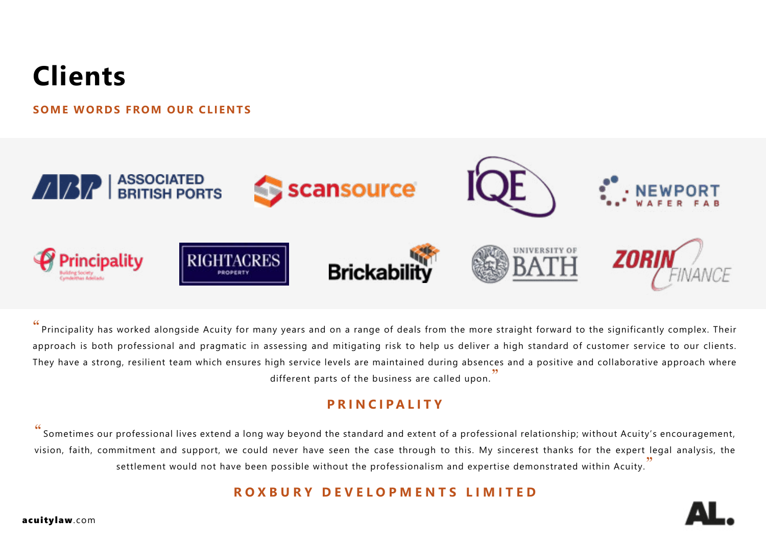# Clients

**SOME WORDS FROM OUR CLIENTS**

"Principality has worked alongside Acuity for many years and on a range of deals from the more straight forward to the significantly complex. Their approach is both professional and pragmatic in assessing and mitigating risk to help us deliver a high standard of customer service to our clients. They have a strong, resilient team which ensures high service levels are maintained during absences and a positive and collaborative approach where different parts of the business are called upon."

**PRINCIPALITY**

"Sometimes our professional lives extend a long way beyond the standard and extent of a professional relationship; without Acuity's encouragement, vision, faith, commitment and support, we could never have seen the case through to this. My sincerest thanks for the expert legal analysis, the settlement would not have been possible without the professionalism and expertise demonstrated within Acuity."

**ROXBURY DEVELOPMENTS LIMITED**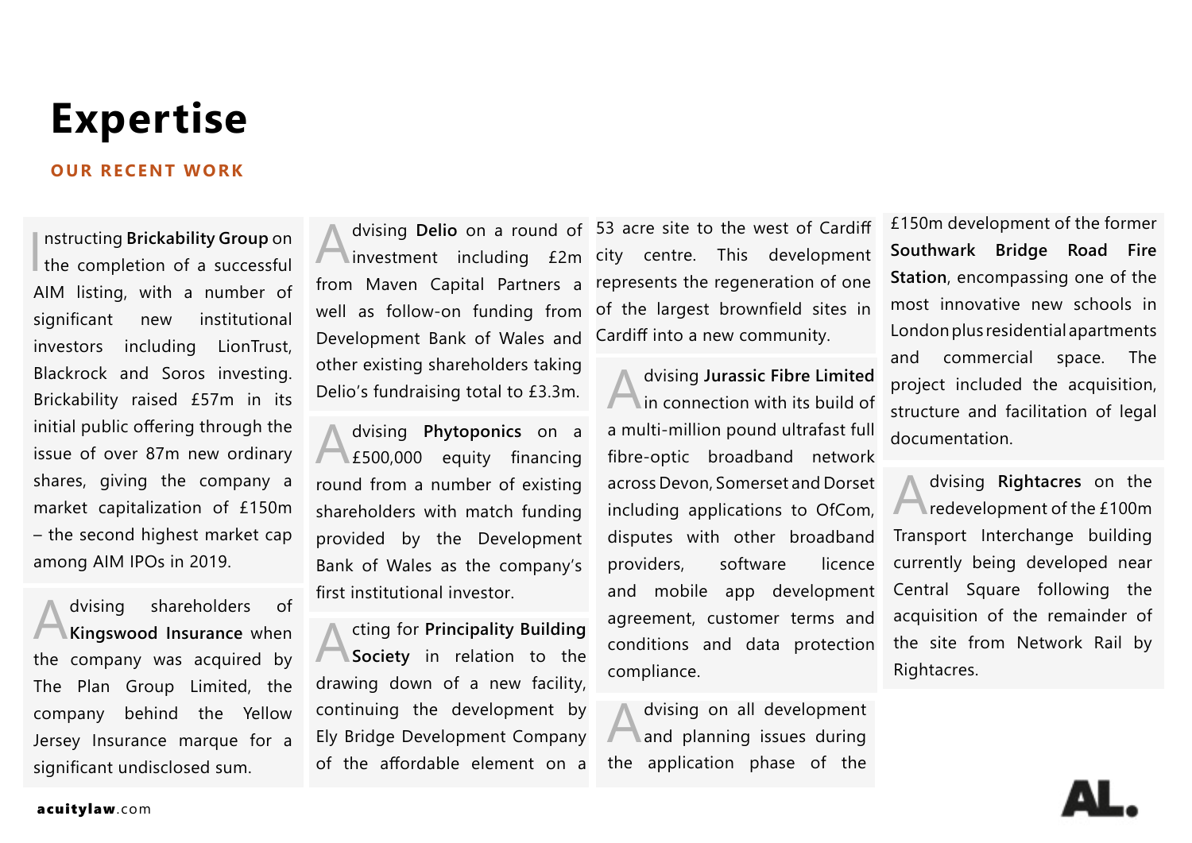# Expertise

**OUR RECENT WORK**

Instructing **Brickability Group** on the completion of a successful AIM listing, with a number of significant new institutional investors including LionTrust, Blackrock and Soros investing. Brickability raised £57m in its initial public offering through the issue of over 87m new ordinary shares, giving the company a market capitalization of £150m – the second highest market cap among AIM IPOs in 2019.

Advising shareholders of **Kingswood Insurance** when the company was acquired by The Plan Group Limited, the company behind the Yellow Jersey Insurance marque for a significant undisclosed sum.

Advising **Delio** on a round of investment including £2m from Maven Capital Partners a well as follow-on funding from Development Bank of Wales and other existing shareholders taking Delio's fundraising total to £3.3m.

Advising **Phytoponics** on a £500,000 equity financing round from a number of existing shareholders with match funding provided by the Development Bank of Wales as the company's first institutional investor.

Acting for **Principality Building Society** in relation to the drawing down of a new facility, continuing the development by Ely Bridge Development Company of the affordable element on a 53 acre site to the west of Cardiff city centre. This development represents the regeneration of one of the largest brownfield sites in Cardiff into a new community.

Advising **Jurassic Fibre Limited** in connection with its build of a multi-million pound ultrafast full fibre-optic broadband network across Devon, Somerset and Dorset including applications to OfCom, disputes with other broadband providers, software licence and mobile app development agreement, customer terms and conditions and data protection compliance.

Advising on all development and planning issues during the application phase of the £150m development of the former **Southwark Bridge Road Fire Station**, encompassing one of the most innovative new schools in London plus residential apartments and commercial space. The project included the acquisition, structure and facilitation of legal documentation.

Advising **Rightacres** on the redevelopment of the £100m Transport Interchange building currently being developed near Central Square following the acquisition of the remainder of the site from Network Rail by Rightacres.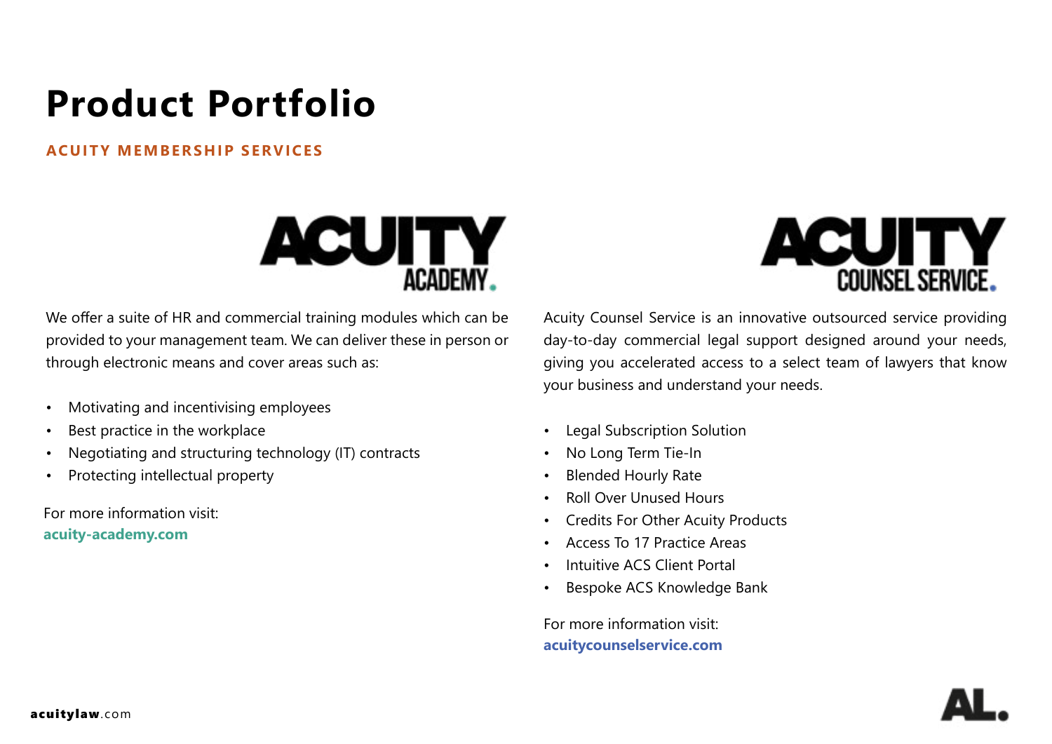# Product Portfolio

**ACUITY MEMBERSHIP SERVICES**

## ACUITY ACADEMY

We offer a suite of HR and commercial training modules which can be provided to your management team. We can deliver these in person or through electronic means and cover areas such as:

- Motivating and incentivising employees
- Best practice in the workplace
- Negotiating and structuring technology (IT) contracts
- Protecting intellectual property

For more information visit:
**acuity-academy.com**

## ACUITY COUNSEL SERVICE

Acuity Counsel Service is an innovative outsourced service providing day-to-day commercial legal support designed around your needs, giving you accelerated access to a select team of lawyers that know your business and understand your needs.

- Legal Subscription Solution
- No Long Term Tie-In
- Blended Hourly Rate
- Roll Over Unused Hours
- Credits For Other Acuity Products
- Access To 17 Practice Areas
- Intuitive ACS Client Portal
- Bespoke ACS Knowledge Bank

For more information visit:
**acuitycounselservice.com**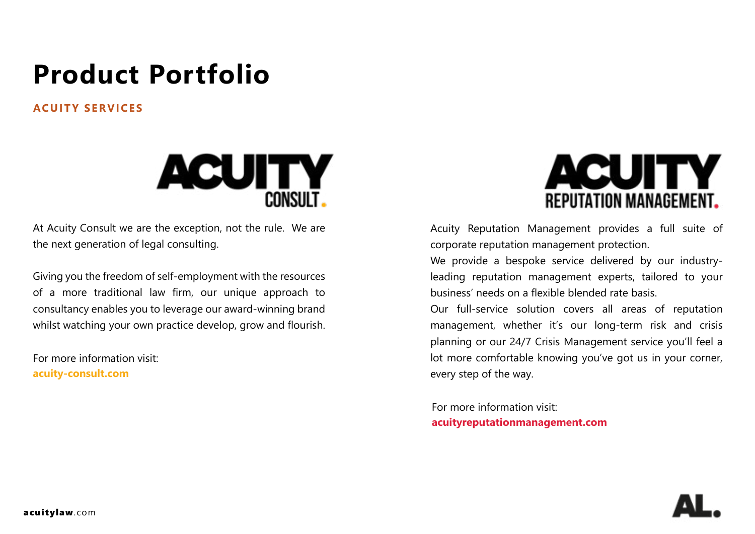# Product Portfolio

## ACUITY SERVICES

ACUITY CONSULT.

At Acuity Consult we are the exception, not the rule. We are the next generation of legal consulting.

Giving you the freedom of self-employment with the resources of a more traditional law firm, our unique approach to consultancy enables you to leverage our award-winning brand whilst watching your own practice develop, grow and flourish.

For more information visit:
**acuity-consult.com**

ACUITY REPUTATION MANAGEMENT.

Acuity Reputation Management provides a full suite of corporate reputation management protection.
We provide a bespoke service delivered by our industry-leading reputation management experts, tailored to your business' needs on a flexible blended rate basis.
Our full-service solution covers all areas of reputation management, whether it's our long-term risk and crisis planning or our 24/7 Crisis Management service you'll feel a lot more comfortable knowing you've got us in your corner, every step of the way.

For more information visit:
**acuityreputationmanagement.com**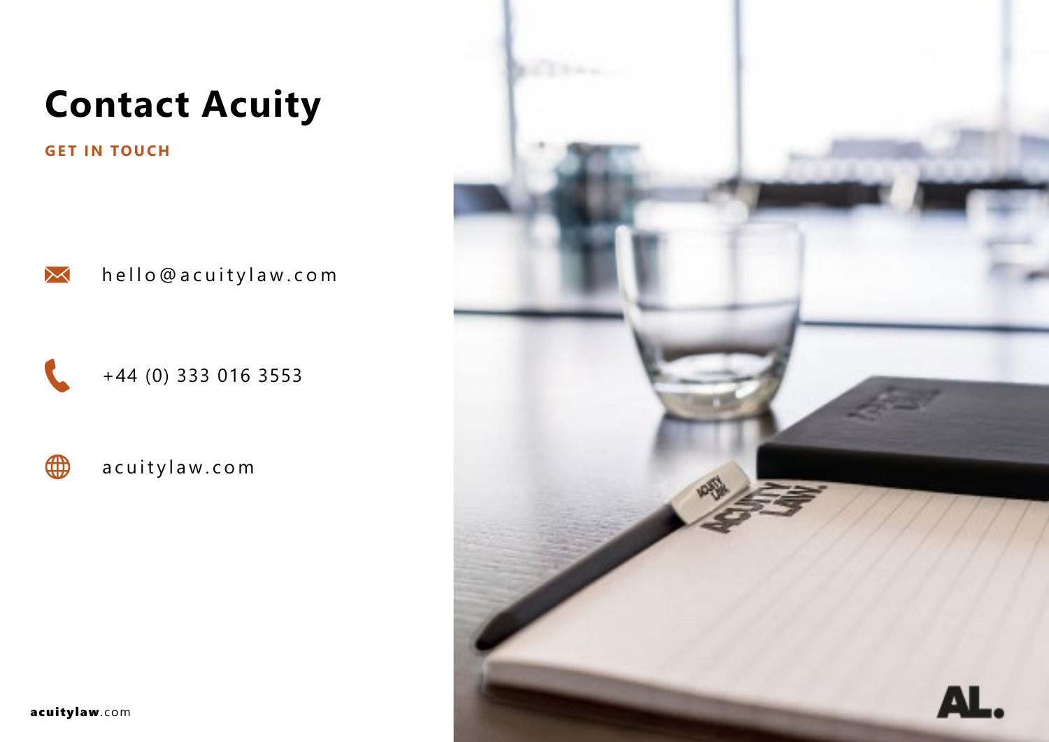# Contact Acuity

**GET IN TOUCH**

hello@acuitylaw.com

+44 (0) 333 016 3553

acuitylaw.com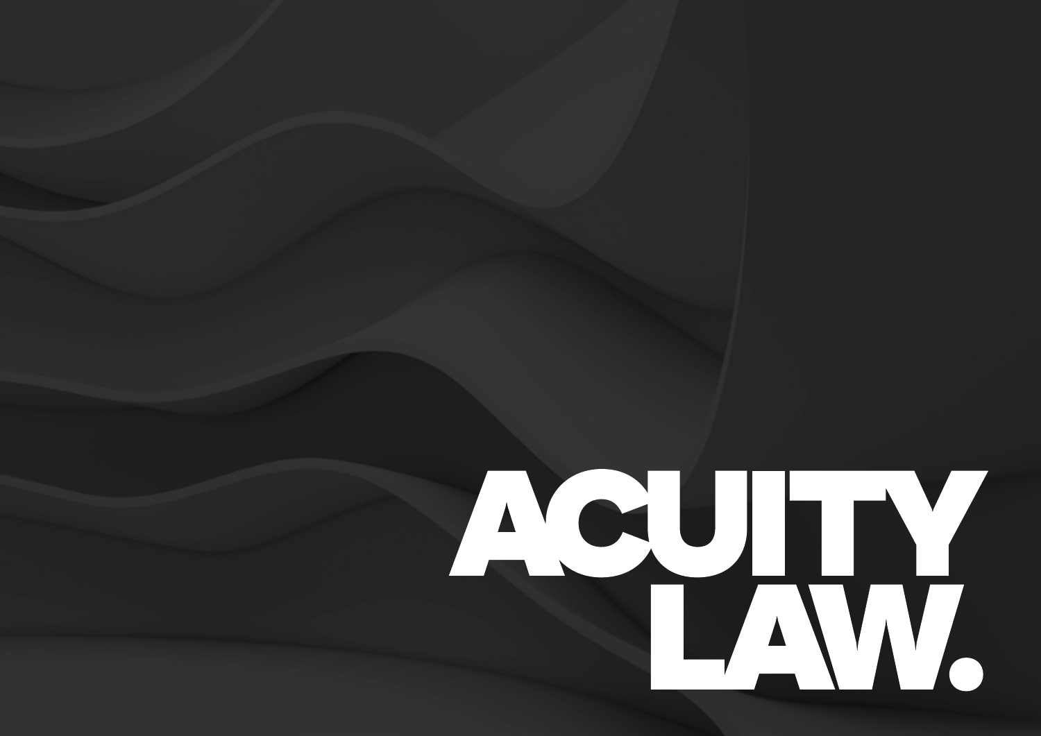ACUITY LAW.